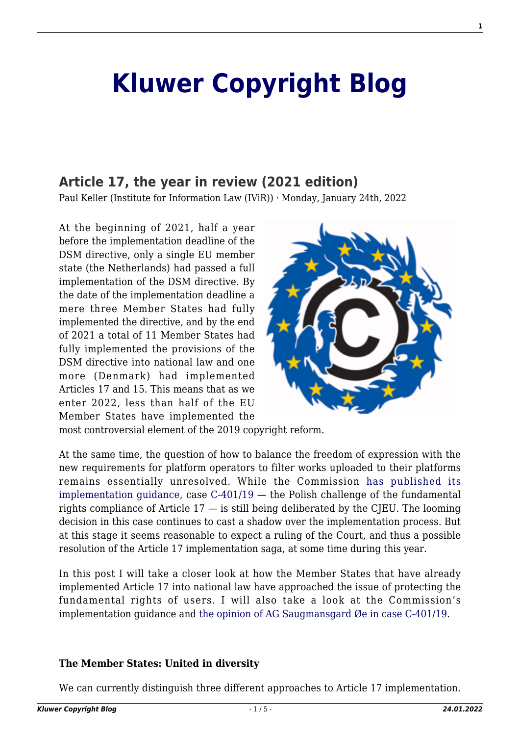# Kluwer Copyright Blog

## Article 17, the year in review (2021 edition)

Paul Keller (Institute for Information Law (IViR)) · Monday, January 24th, 2022

At the beginning of 2021, half a year before the implementation deadline of the DSM directive, only a single EU member state (the Netherlands) had passed a full implementation of the DSM directive. By the date of the implementation deadline a mere three Member States had fully implemented the directive, and by the end of 2021 a total of 11 Member States had fully implemented the provisions of the DSM directive into national law and one more (Denmark) had implemented Articles 17 and 15. This means that as we enter 2022, less than half of the EU Member States have implemented the most controversial element of the 2019 copyright reform.

At the same time, the question of how to balance the freedom of expression with the new requirements for platform operators to filter works uploaded to their platforms remains essentially unresolved. While the Commission has published its implementation guidance, case C-401/19 — the Polish challenge of the fundamental rights compliance of Article 17 — is still being deliberated by the CJEU. The looming decision in this case continues to cast a shadow over the implementation process. But at this stage it seems reasonable to expect a ruling of the Court, and thus a possible resolution of the Article 17 implementation saga, at some time during this year.

In this post I will take a closer look at how the Member States that have already implemented Article 17 into national law have approached the issue of protecting the fundamental rights of users. I will also take a look at the Commission's implementation guidance and the opinion of AG Saugmansgard Øe in case C-401/19.

**The Member States: United in diversity**

We can currently distinguish three different approaches to Article 17 implementation.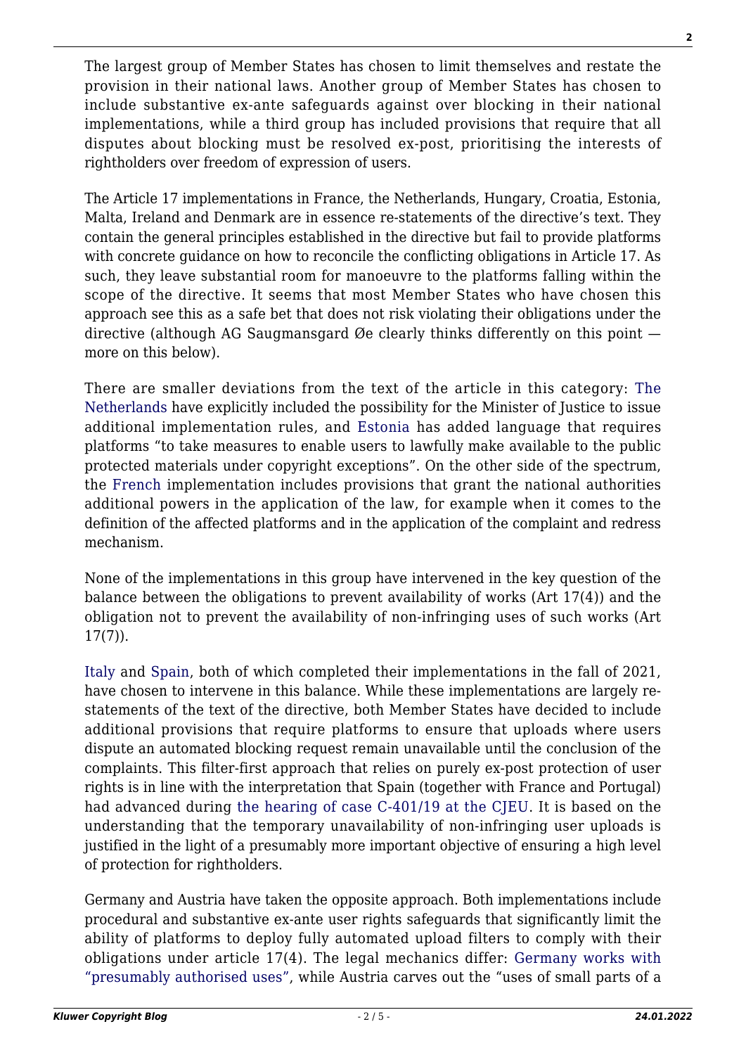The largest group of Member States has chosen to limit themselves and restate the provision in their national laws. Another group of Member States has chosen to include substantive ex-ante safeguards against over blocking in their national implementations, while a third group has included provisions that require that all disputes about blocking must be resolved ex-post, prioritising the interests of rightholders over freedom of expression of users.

The Article 17 implementations in France, the Netherlands, Hungary, Croatia, Estonia, Malta, Ireland and Denmark are in essence re-statements of the directive's text. They contain the general principles established in the directive but fail to provide platforms with concrete guidance on how to reconcile the conflicting obligations in Article 17. As such, they leave substantial room for manoeuvre to the platforms falling within the scope of the directive. It seems that most Member States who have chosen this approach see this as a safe bet that does not risk violating their obligations under the directive (although AG Saugmansgard Øe clearly thinks differently on this point — more on this below).

There are smaller deviations from the text of the article in this category: The Netherlands have explicitly included the possibility for the Minister of Justice to issue additional implementation rules, and Estonia has added language that requires platforms "to take measures to enable users to lawfully make available to the public protected materials under copyright exceptions". On the other side of the spectrum, the French implementation includes provisions that grant the national authorities additional powers in the application of the law, for example when it comes to the definition of the affected platforms and in the application of the complaint and redress mechanism.

None of the implementations in this group have intervened in the key question of the balance between the obligations to prevent availability of works (Art 17(4)) and the obligation not to prevent the availability of non-infringing uses of such works (Art 17(7)).

Italy and Spain, both of which completed their implementations in the fall of 2021, have chosen to intervene in this balance. While these implementations are largely re-statements of the text of the directive, both Member States have decided to include additional provisions that require platforms to ensure that uploads where users dispute an automated blocking request remain unavailable until the conclusion of the complaints. This filter-first approach that relies on purely ex-post protection of user rights is in line with the interpretation that Spain (together with France and Portugal) had advanced during the hearing of case C-401/19 at the CJEU. It is based on the understanding that the temporary unavailability of non-infringing user uploads is justified in the light of a presumably more important objective of ensuring a high level of protection for rightholders.

Germany and Austria have taken the opposite approach. Both implementations include procedural and substantive ex-ante user rights safeguards that significantly limit the ability of platforms to deploy fully automated upload filters to comply with their obligations under article 17(4). The legal mechanics differ: Germany works with "presumably authorised uses", while Austria carves out the "uses of small parts of a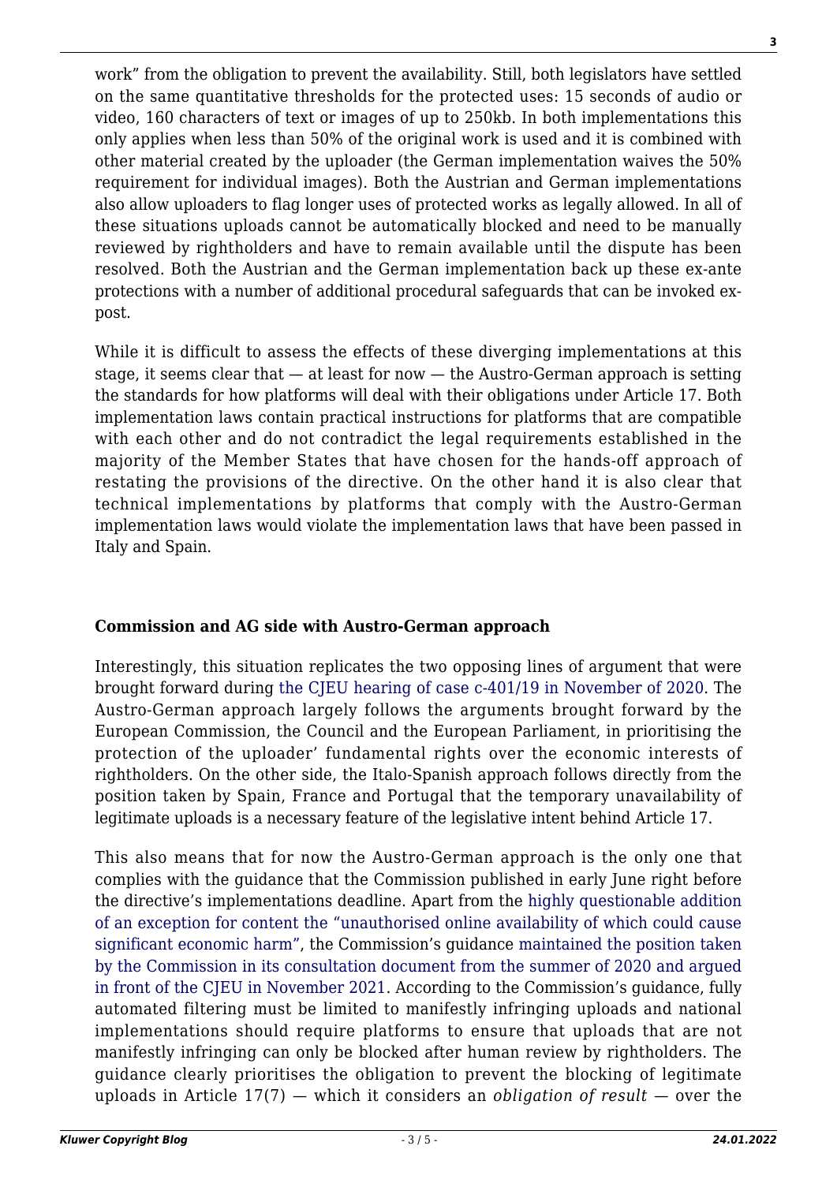work" from the obligation to prevent the availability. Still, both legislators have settled on the same quantitative thresholds for the protected uses: 15 seconds of audio or video, 160 characters of text or images of up to 250kb. In both implementations this only applies when less than 50% of the original work is used and it is combined with other material created by the uploader (the German implementation waives the 50% requirement for individual images). Both the Austrian and German implementations also allow uploaders to flag longer uses of protected works as legally allowed. In all of these situations uploads cannot be automatically blocked and need to be manually reviewed by rightholders and have to remain available until the dispute has been resolved. Both the Austrian and the German implementation back up these ex-ante protections with a number of additional procedural safeguards that can be invoked ex-post.

While it is difficult to assess the effects of these diverging implementations at this stage, it seems clear that — at least for now — the Austro-German approach is setting the standards for how platforms will deal with their obligations under Article 17. Both implementation laws contain practical instructions for platforms that are compatible with each other and do not contradict the legal requirements established in the majority of the Member States that have chosen for the hands-off approach of restating the provisions of the directive. On the other hand it is also clear that technical implementations by platforms that comply with the Austro-German implementation laws would violate the implementation laws that have been passed in Italy and Spain.

**Commission and AG side with Austro-German approach**

Interestingly, this situation replicates the two opposing lines of argument that were brought forward during the CJEU hearing of case c-401/19 in November of 2020. The Austro-German approach largely follows the arguments brought forward by the European Commission, the Council and the European Parliament, in prioritising the protection of the uploader' fundamental rights over the economic interests of rightholders. On the other side, the Italo-Spanish approach follows directly from the position taken by Spain, France and Portugal that the temporary unavailability of legitimate uploads is a necessary feature of the legislative intent behind Article 17.

This also means that for now the Austro-German approach is the only one that complies with the guidance that the Commission published in early June right before the directive's implementations deadline. Apart from the highly questionable addition of an exception for content the "unauthorised online availability of which could cause significant economic harm", the Commission's guidance maintained the position taken by the Commission in its consultation document from the summer of 2020 and argued in front of the CJEU in November 2021. According to the Commission's guidance, fully automated filtering must be limited to manifestly infringing uploads and national implementations should require platforms to ensure that uploads that are not manifestly infringing can only be blocked after human review by rightholders. The guidance clearly prioritises the obligation to prevent the blocking of legitimate uploads in Article 17(7) — which it considers an *obligation of result* — over the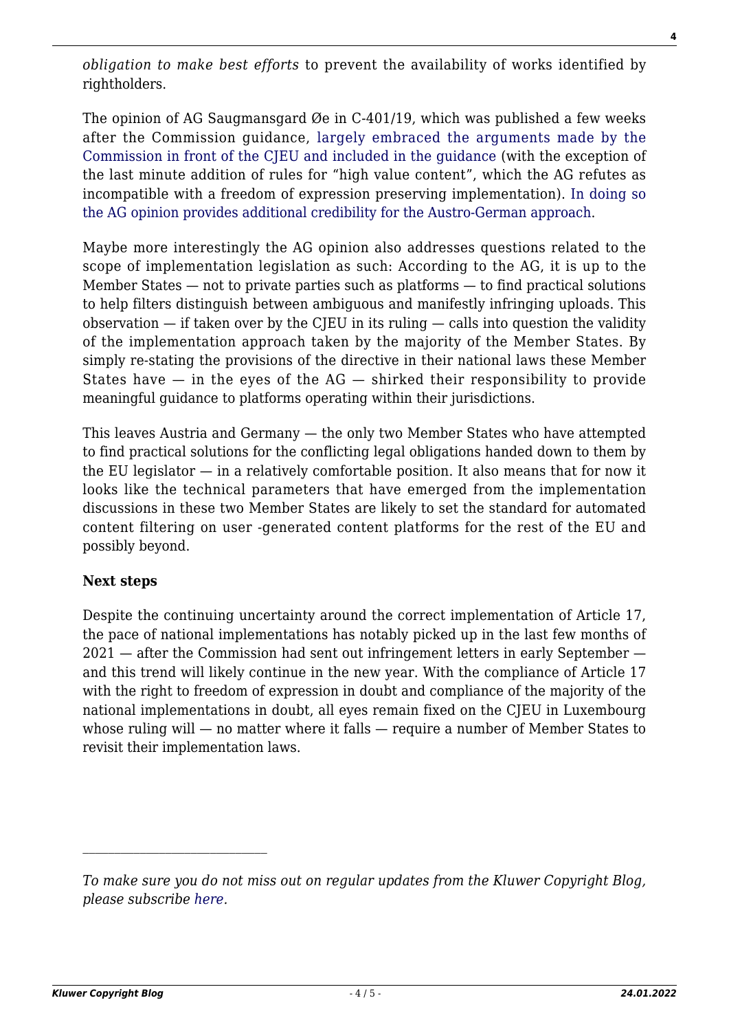*obligation to make best efforts* to prevent the availability of works identified by rightholders.

The opinion of AG Saugmansgard Øe in C-401/19, which was published a few weeks after the Commission guidance, largely embraced the arguments made by the Commission in front of the CJEU and included in the guidance (with the exception of the last minute addition of rules for "high value content", which the AG refutes as incompatible with a freedom of expression preserving implementation). In doing so the AG opinion provides additional credibility for the Austro-German approach.

Maybe more interestingly the AG opinion also addresses questions related to the scope of implementation legislation as such: According to the AG, it is up to the Member States — not to private parties such as platforms — to find practical solutions to help filters distinguish between ambiguous and manifestly infringing uploads. This observation — if taken over by the CJEU in its ruling — calls into question the validity of the implementation approach taken by the majority of the Member States. By simply re-stating the provisions of the directive in their national laws these Member States have — in the eyes of the AG — shirked their responsibility to provide meaningful guidance to platforms operating within their jurisdictions.

This leaves Austria and Germany — the only two Member States who have attempted to find practical solutions for the conflicting legal obligations handed down to them by the EU legislator — in a relatively comfortable position. It also means that for now it looks like the technical parameters that have emerged from the implementation discussions in these two Member States are likely to set the standard for automated content filtering on user -generated content platforms for the rest of the EU and possibly beyond.

**Next steps**

Despite the continuing uncertainty around the correct implementation of Article 17, the pace of national implementations has notably picked up in the last few months of 2021 — after the Commission had sent out infringement letters in early September — and this trend will likely continue in the new year. With the compliance of Article 17 with the right to freedom of expression in doubt and compliance of the majority of the national implementations in doubt, all eyes remain fixed on the CJEU in Luxembourg whose ruling will — no matter where it falls — require a number of Member States to revisit their implementation laws.

---

*To make sure you do not miss out on regular updates from the Kluwer Copyright Blog, please subscribe here.*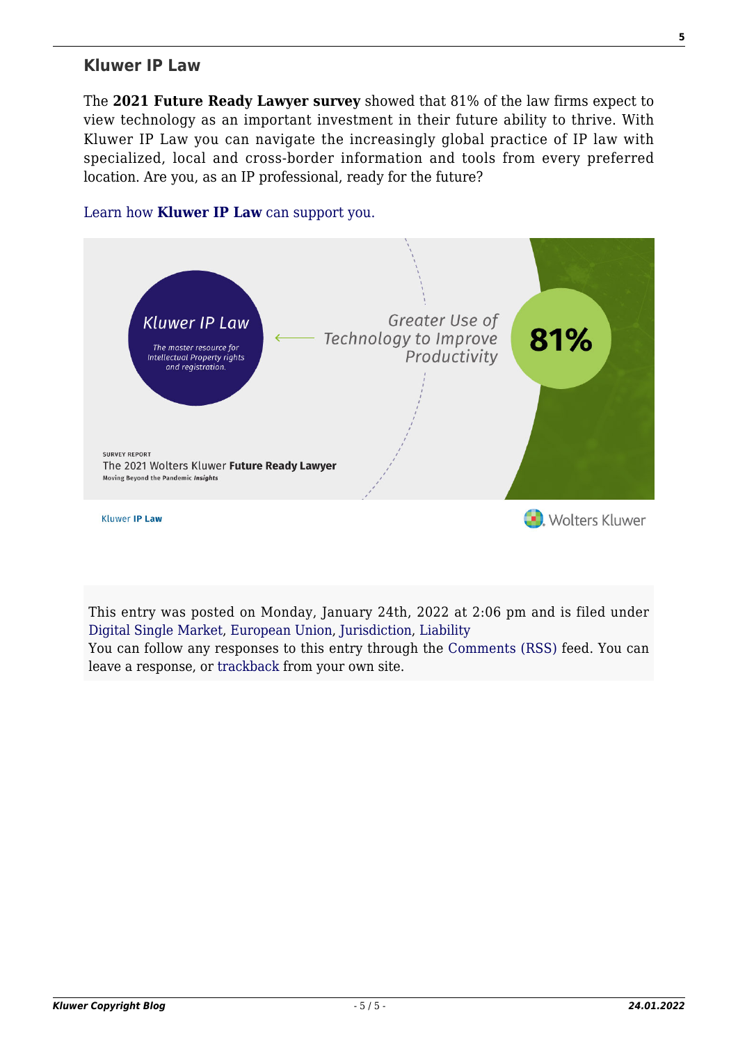## Kluwer IP Law

The **2021 Future Ready Lawyer survey** showed that 81% of the law firms expect to view technology as an important investment in their future ability to thrive. With Kluwer IP Law you can navigate the increasingly global practice of IP law with specialized, local and cross-border information and tools from every preferred location. Are you, as an IP professional, ready for the future?

Learn how **Kluwer IP Law** can support you.

Kluwer IP Law

The master resource for Intellectual Property rights and registration.

Greater Use of Technology to Improve Productivity

81%

SURVEY REPORT

The 2021 Wolters Kluwer **Future Ready Lawyer**

Moving Beyond the Pandemic *Insights*

Kluwer **IP Law**

Wolters Kluwer

This entry was posted on Monday, January 24th, 2022 at 2:06 pm and is filed under Digital Single Market, European Union, Jurisdiction, Liability

You can follow any responses to this entry through the Comments (RSS) feed. You can leave a response, or trackback from your own site.